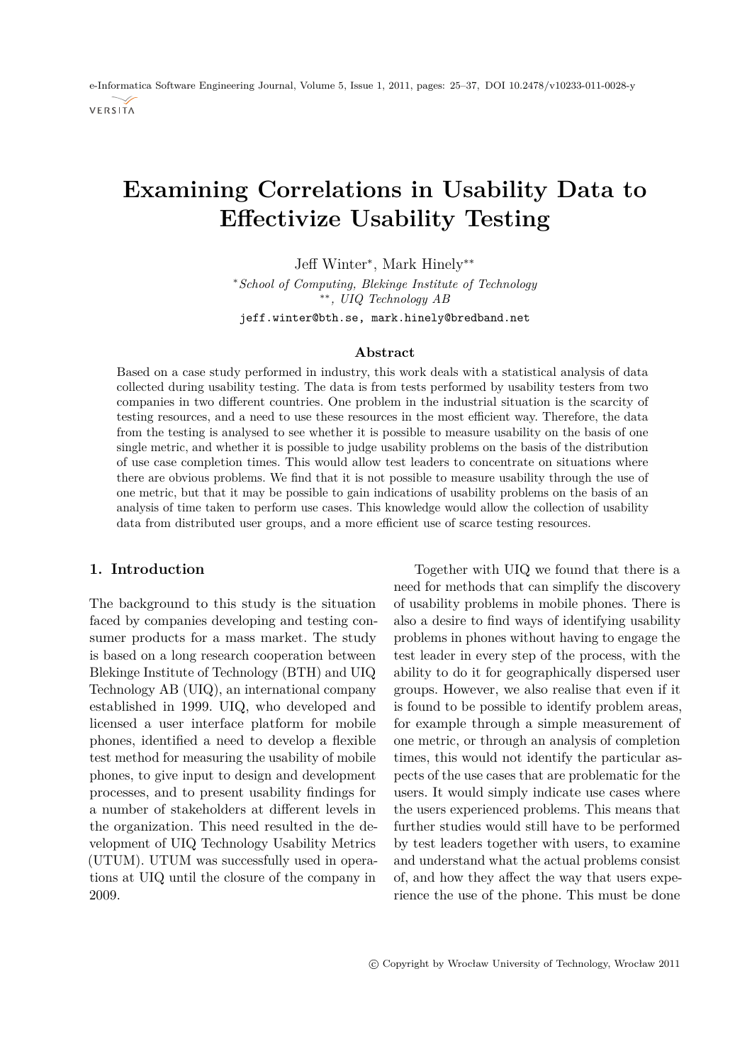# Examining Correlations in Usability Data to Effectivize Usability Testing

Jeff Winter[*], Mark Hinely[**]

[*]*School of Computing, Blekinge Institute of Technology*
[**]*, UIQ Technology AB*

jeff.winter@bth.se, mark.hinely@bredband.net

### Abstract

Based on a case study performed in industry, this work deals with a statistical analysis of data collected during usability testing. The data is from tests performed by usability testers from two companies in two different countries. One problem in the industrial situation is the scarcity of testing resources, and a need to use these resources in the most efficient way. Therefore, the data from the testing is analysed to see whether it is possible to measure usability on the basis of one single metric, and whether it is possible to judge usability problems on the basis of the distribution of use case completion times. This would allow test leaders to concentrate on situations where there are obvious problems. We find that it is not possible to measure usability through the use of one metric, but that it may be possible to gain indications of usability problems on the basis of an analysis of time taken to perform use cases. This knowledge would allow the collection of usability data from distributed user groups, and a more efficient use of scarce testing resources.

## 1. Introduction

The background to this study is the situation faced by companies developing and testing consumer products for a mass market. The study is based on a long research cooperation between Blekinge Institute of Technology (BTH) and UIQ Technology AB (UIQ), an international company established in 1999. UIQ, who developed and licensed a user interface platform for mobile phones, identified a need to develop a flexible test method for measuring the usability of mobile phones, to give input to design and development processes, and to present usability findings for a number of stakeholders at different levels in the organization. This need resulted in the development of UIQ Technology Usability Metrics (UTUM). UTUM was successfully used in operations at UIQ until the closure of the company in 2009.

Together with UIQ we found that there is a need for methods that can simplify the discovery of usability problems in mobile phones. There is also a desire to find ways of identifying usability problems in phones without having to engage the test leader in every step of the process, with the ability to do it for geographically dispersed user groups. However, we also realise that even if it is found to be possible to identify problem areas, for example through a simple measurement of one metric, or through an analysis of completion times, this would not identify the particular aspects of the use cases that are problematic for the users. It would simply indicate use cases where the users experienced problems. This means that further studies would still have to be performed by test leaders together with users, to examine and understand what the actual problems consist of, and how they affect the way that users experience the use of the phone. This must be done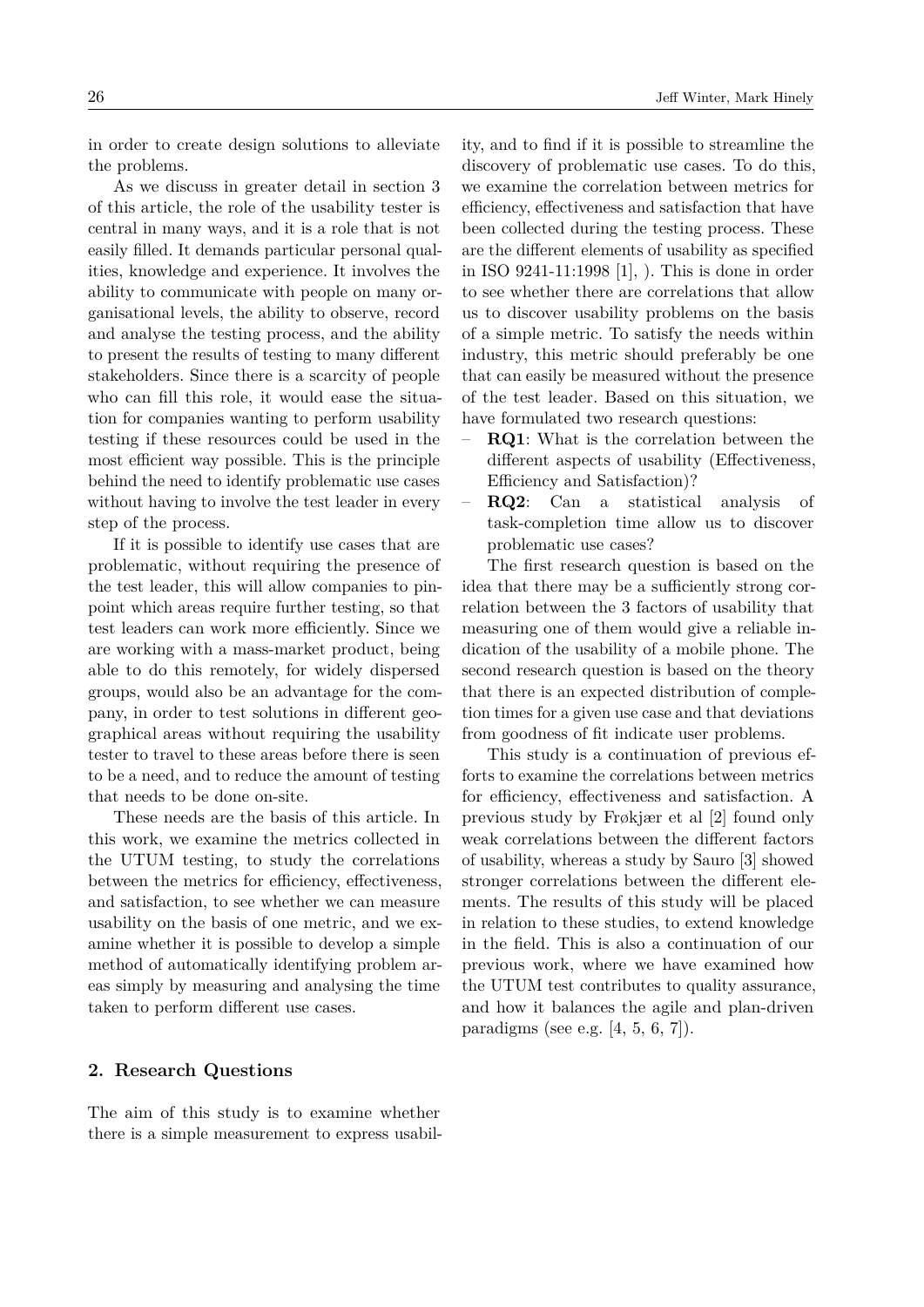in order to create design solutions to alleviate the problems.

As we discuss in greater detail in section 3 of this article, the role of the usability tester is central in many ways, and it is a role that is not easily filled. It demands particular personal qualities, knowledge and experience. It involves the ability to communicate with people on many organisational levels, the ability to observe, record and analyse the testing process, and the ability to present the results of testing to many different stakeholders. Since there is a scarcity of people who can fill this role, it would ease the situation for companies wanting to perform usability testing if these resources could be used in the most efficient way possible. This is the principle behind the need to identify problematic use cases without having to involve the test leader in every step of the process.

If it is possible to identify use cases that are problematic, without requiring the presence of the test leader, this will allow companies to pinpoint which areas require further testing, so that test leaders can work more efficiently. Since we are working with a mass-market product, being able to do this remotely, for widely dispersed groups, would also be an advantage for the company, in order to test solutions in different geographical areas without requiring the usability tester to travel to these areas before there is seen to be a need, and to reduce the amount of testing that needs to be done on-site.

These needs are the basis of this article. In this work, we examine the metrics collected in the UTUM testing, to study the correlations between the metrics for efficiency, effectiveness, and satisfaction, to see whether we can measure usability on the basis of one metric, and we examine whether it is possible to develop a simple method of automatically identifying problem areas simply by measuring and analysing the time taken to perform different use cases.

## 2. Research Questions

The aim of this study is to examine whether there is a simple measurement to express usability, and to find if it is possible to streamline the discovery of problematic use cases. To do this, we examine the correlation between metrics for efficiency, effectiveness and satisfaction that have been collected during the testing process. These are the different elements of usability as specified in ISO 9241-11:1998 [1], ). This is done in order to see whether there are correlations that allow us to discover usability problems on the basis of a simple metric. To satisfy the needs within industry, this metric should preferably be one that can easily be measured without the presence of the test leader. Based on this situation, we have formulated two research questions:

- **RQ1**: What is the correlation between the different aspects of usability (Effectiveness, Efficiency and Satisfaction)?
- **RQ2**: Can a statistical analysis of task-completion time allow us to discover problematic use cases?

The first research question is based on the idea that there may be a sufficiently strong correlation between the 3 factors of usability that measuring one of them would give a reliable indication of the usability of a mobile phone. The second research question is based on the theory that there is an expected distribution of completion times for a given use case and that deviations from goodness of fit indicate user problems.

This study is a continuation of previous efforts to examine the correlations between metrics for efficiency, effectiveness and satisfaction. A previous study by Frøkjær et al [2] found only weak correlations between the different factors of usability, whereas a study by Sauro [3] showed stronger correlations between the different elements. The results of this study will be placed in relation to these studies, to extend knowledge in the field. This is also a continuation of our previous work, where we have examined how the UTUM test contributes to quality assurance, and how it balances the agile and plan-driven paradigms (see e.g. [4, 5, 6, 7]).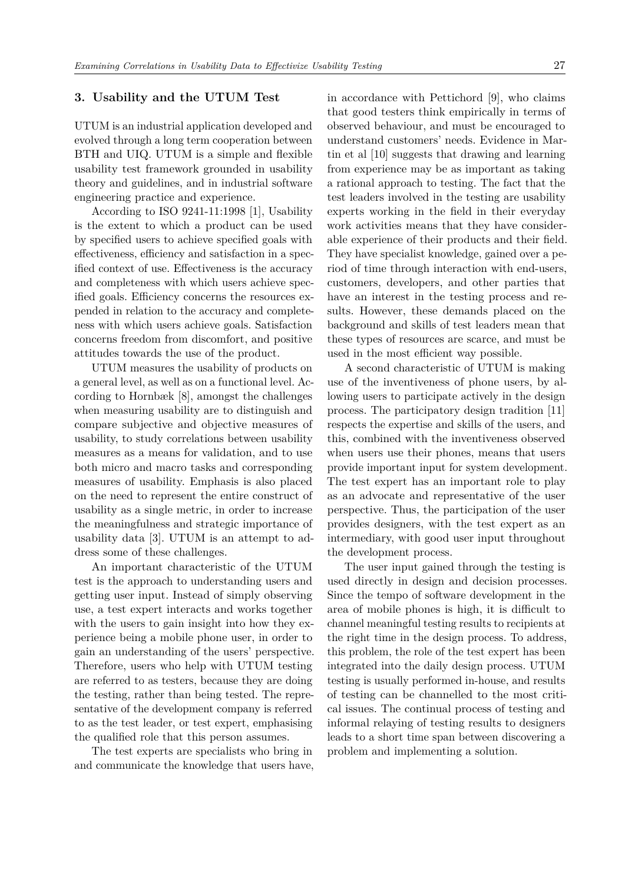## 3. Usability and the UTUM Test

UTUM is an industrial application developed and evolved through a long term cooperation between BTH and UIQ. UTUM is a simple and flexible usability test framework grounded in usability theory and guidelines, and in industrial software engineering practice and experience.

According to ISO 9241-11:1998 [1], Usability is the extent to which a product can be used by specified users to achieve specified goals with effectiveness, efficiency and satisfaction in a specified context of use. Effectiveness is the accuracy and completeness with which users achieve specified goals. Efficiency concerns the resources expended in relation to the accuracy and completeness with which users achieve goals. Satisfaction concerns freedom from discomfort, and positive attitudes towards the use of the product.

UTUM measures the usability of products on a general level, as well as on a functional level. According to Hornbæk [8], amongst the challenges when measuring usability are to distinguish and compare subjective and objective measures of usability, to study correlations between usability measures as a means for validation, and to use both micro and macro tasks and corresponding measures of usability. Emphasis is also placed on the need to represent the entire construct of usability as a single metric, in order to increase the meaningfulness and strategic importance of usability data [3]. UTUM is an attempt to address some of these challenges.

An important characteristic of the UTUM test is the approach to understanding users and getting user input. Instead of simply observing use, a test expert interacts and works together with the users to gain insight into how they experience being a mobile phone user, in order to gain an understanding of the users' perspective. Therefore, users who help with UTUM testing are referred to as testers, because they are doing the testing, rather than being tested. The representative of the development company is referred to as the test leader, or test expert, emphasising the qualified role that this person assumes.

The test experts are specialists who bring in and communicate the knowledge that users have, in accordance with Pettichord [9], who claims that good testers think empirically in terms of observed behaviour, and must be encouraged to understand customers' needs. Evidence in Martin et al [10] suggests that drawing and learning from experience may be as important as taking a rational approach to testing. The fact that the test leaders involved in the testing are usability experts working in the field in their everyday work activities means that they have considerable experience of their products and their field. They have specialist knowledge, gained over a period of time through interaction with end-users, customers, developers, and other parties that have an interest in the testing process and results. However, these demands placed on the background and skills of test leaders mean that these types of resources are scarce, and must be used in the most efficient way possible.

A second characteristic of UTUM is making use of the inventiveness of phone users, by allowing users to participate actively in the design process. The participatory design tradition [11] respects the expertise and skills of the users, and this, combined with the inventiveness observed when users use their phones, means that users provide important input for system development. The test expert has an important role to play as an advocate and representative of the user perspective. Thus, the participation of the user provides designers, with the test expert as an intermediary, with good user input throughout the development process.

The user input gained through the testing is used directly in design and decision processes. Since the tempo of software development in the area of mobile phones is high, it is difficult to channel meaningful testing results to recipients at the right time in the design process. To address, this problem, the role of the test expert has been integrated into the daily design process. UTUM testing is usually performed in-house, and results of testing can be channelled to the most critical issues. The continual process of testing and informal relaying of testing results to designers leads to a short time span between discovering a problem and implementing a solution.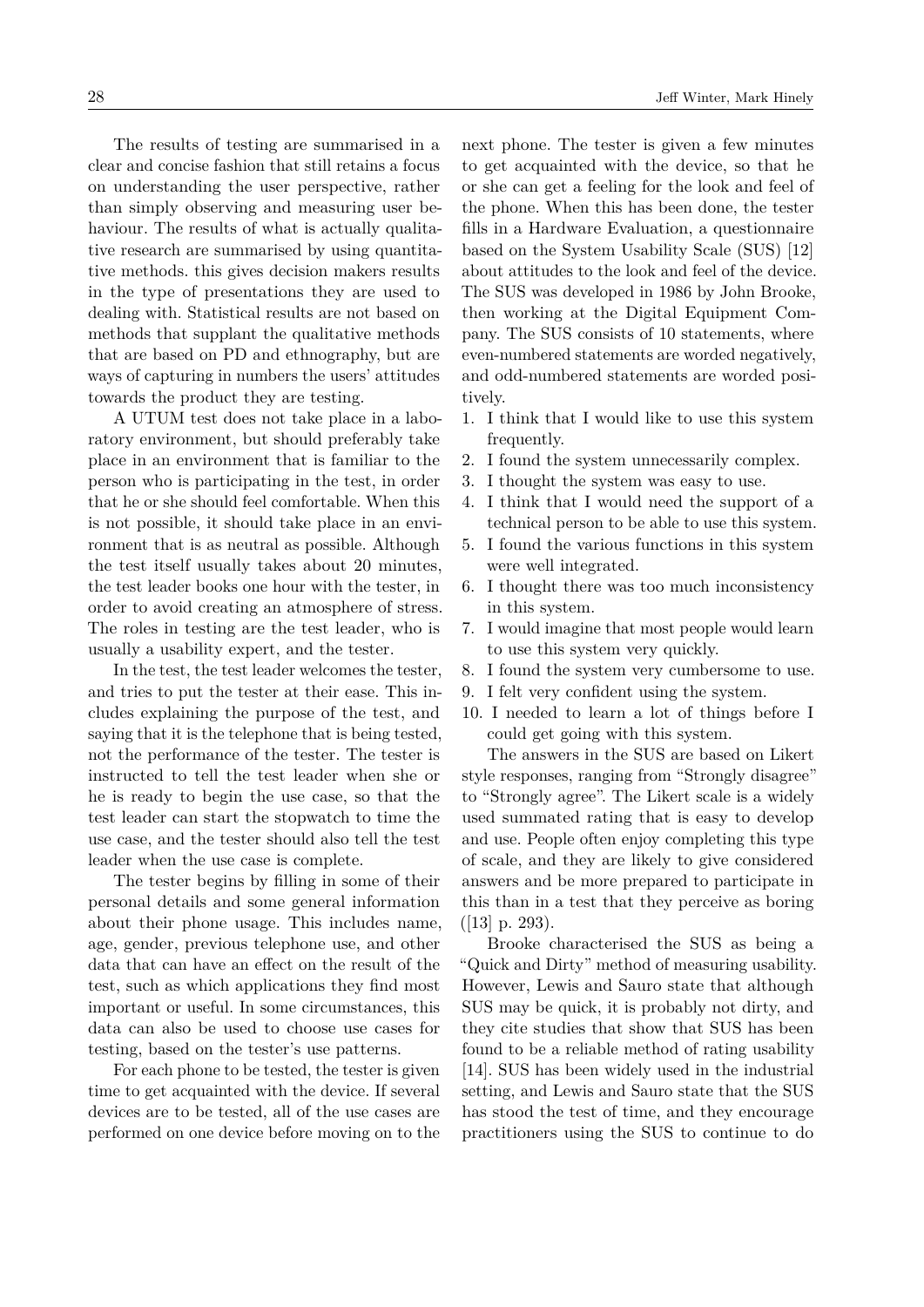The results of testing are summarised in a clear and concise fashion that still retains a focus on understanding the user perspective, rather than simply observing and measuring user behaviour. The results of what is actually qualitative research are summarised by using quantitative methods. this gives decision makers results in the type of presentations they are used to dealing with. Statistical results are not based on methods that supplant the qualitative methods that are based on PD and ethnography, but are ways of capturing in numbers the users' attitudes towards the product they are testing.

A UTUM test does not take place in a laboratory environment, but should preferably take place in an environment that is familiar to the person who is participating in the test, in order that he or she should feel comfortable. When this is not possible, it should take place in an environment that is as neutral as possible. Although the test itself usually takes about 20 minutes, the test leader books one hour with the tester, in order to avoid creating an atmosphere of stress. The roles in testing are the test leader, who is usually a usability expert, and the tester.

In the test, the test leader welcomes the tester, and tries to put the tester at their ease. This includes explaining the purpose of the test, and saying that it is the telephone that is being tested, not the performance of the tester. The tester is instructed to tell the test leader when she or he is ready to begin the use case, so that the test leader can start the stopwatch to time the use case, and the tester should also tell the test leader when the use case is complete.

The tester begins by filling in some of their personal details and some general information about their phone usage. This includes name, age, gender, previous telephone use, and other data that can have an effect on the result of the test, such as which applications they find most important or useful. In some circumstances, this data can also be used to choose use cases for testing, based on the tester's use patterns.

For each phone to be tested, the tester is given time to get acquainted with the device. If several devices are to be tested, all of the use cases are performed on one device before moving on to the next phone. The tester is given a few minutes to get acquainted with the device, so that he or she can get a feeling for the look and feel of the phone. When this has been done, the tester fills in a Hardware Evaluation, a questionnaire based on the System Usability Scale (SUS) [12] about attitudes to the look and feel of the device. The SUS was developed in 1986 by John Brooke, then working at the Digital Equipment Company. The SUS consists of 10 statements, where even-numbered statements are worded negatively, and odd-numbered statements are worded positively.

1. I think that I would like to use this system frequently.
2. I found the system unnecessarily complex.
3. I thought the system was easy to use.
4. I think that I would need the support of a technical person to be able to use this system.
5. I found the various functions in this system were well integrated.
6. I thought there was too much inconsistency in this system.
7. I would imagine that most people would learn to use this system very quickly.
8. I found the system very cumbersome to use.
9. I felt very confident using the system.
10. I needed to learn a lot of things before I could get going with this system.

The answers in the SUS are based on Likert style responses, ranging from "Strongly disagree" to "Strongly agree". The Likert scale is a widely used summated rating that is easy to develop and use. People often enjoy completing this type of scale, and they are likely to give considered answers and be more prepared to participate in this than in a test that they perceive as boring ([13] p. 293).

Brooke characterised the SUS as being a "Quick and Dirty" method of measuring usability. However, Lewis and Sauro state that although SUS may be quick, it is probably not dirty, and they cite studies that show that SUS has been found to be a reliable method of rating usability [14]. SUS has been widely used in the industrial setting, and Lewis and Sauro state that the SUS has stood the test of time, and they encourage practitioners using the SUS to continue to do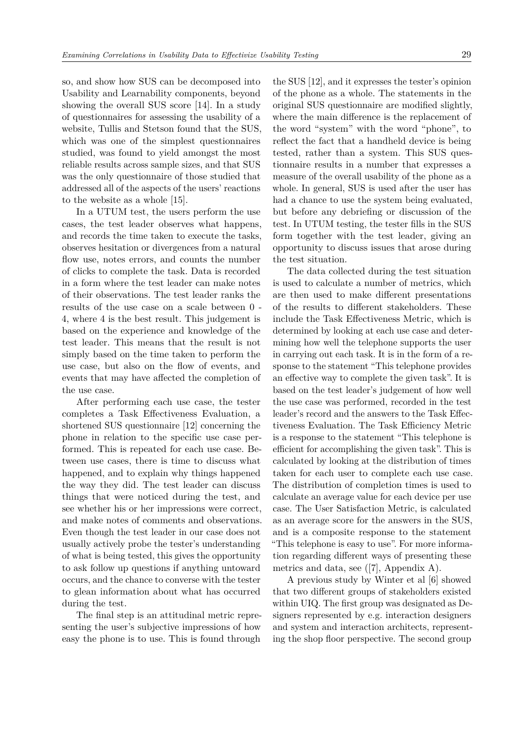so, and show how SUS can be decomposed into Usability and Learnability components, beyond showing the overall SUS score [14]. In a study of questionnaires for assessing the usability of a website, Tullis and Stetson found that the SUS, which was one of the simplest questionnaires studied, was found to yield amongst the most reliable results across sample sizes, and that SUS was the only questionnaire of those studied that addressed all of the aspects of the users' reactions to the website as a whole [15].

In a UTUM test, the users perform the use cases, the test leader observes what happens, and records the time taken to execute the tasks, observes hesitation or divergences from a natural flow use, notes errors, and counts the number of clicks to complete the task. Data is recorded in a form where the test leader can make notes of their observations. The test leader ranks the results of the use case on a scale between 0 - 4, where 4 is the best result. This judgement is based on the experience and knowledge of the test leader. This means that the result is not simply based on the time taken to perform the use case, but also on the flow of events, and events that may have affected the completion of the use case.

After performing each use case, the tester completes a Task Effectiveness Evaluation, a shortened SUS questionnaire [12] concerning the phone in relation to the specific use case performed. This is repeated for each use case. Between use cases, there is time to discuss what happened, and to explain why things happened the way they did. The test leader can discuss things that were noticed during the test, and see whether his or her impressions were correct, and make notes of comments and observations. Even though the test leader in our case does not usually actively probe the tester's understanding of what is being tested, this gives the opportunity to ask follow up questions if anything untoward occurs, and the chance to converse with the tester to glean information about what has occurred during the test.

The final step is an attitudinal metric representing the user's subjective impressions of how easy the phone is to use. This is found through the SUS [12], and it expresses the tester's opinion of the phone as a whole. The statements in the original SUS questionnaire are modified slightly, where the main difference is the replacement of the word "system" with the word "phone", to reflect the fact that a handheld device is being tested, rather than a system. This SUS questionnaire results in a number that expresses a measure of the overall usability of the phone as a whole. In general, SUS is used after the user has had a chance to use the system being evaluated, but before any debriefing or discussion of the test. In UTUM testing, the tester fills in the SUS form together with the test leader, giving an opportunity to discuss issues that arose during the test situation.

The data collected during the test situation is used to calculate a number of metrics, which are then used to make different presentations of the results to different stakeholders. These include the Task Effectiveness Metric, which is determined by looking at each use case and determining how well the telephone supports the user in carrying out each task. It is in the form of a response to the statement "This telephone provides an effective way to complete the given task". It is based on the test leader's judgement of how well the use case was performed, recorded in the test leader's record and the answers to the Task Effectiveness Evaluation. The Task Efficiency Metric is a response to the statement "This telephone is efficient for accomplishing the given task". This is calculated by looking at the distribution of times taken for each user to complete each use case. The distribution of completion times is used to calculate an average value for each device per use case. The User Satisfaction Metric, is calculated as an average score for the answers in the SUS, and is a composite response to the statement "This telephone is easy to use". For more information regarding different ways of presenting these metrics and data, see ([7], Appendix A).

A previous study by Winter et al [6] showed that two different groups of stakeholders existed within UIQ. The first group was designated as Designers represented by e.g. interaction designers and system and interaction architects, representing the shop floor perspective. The second group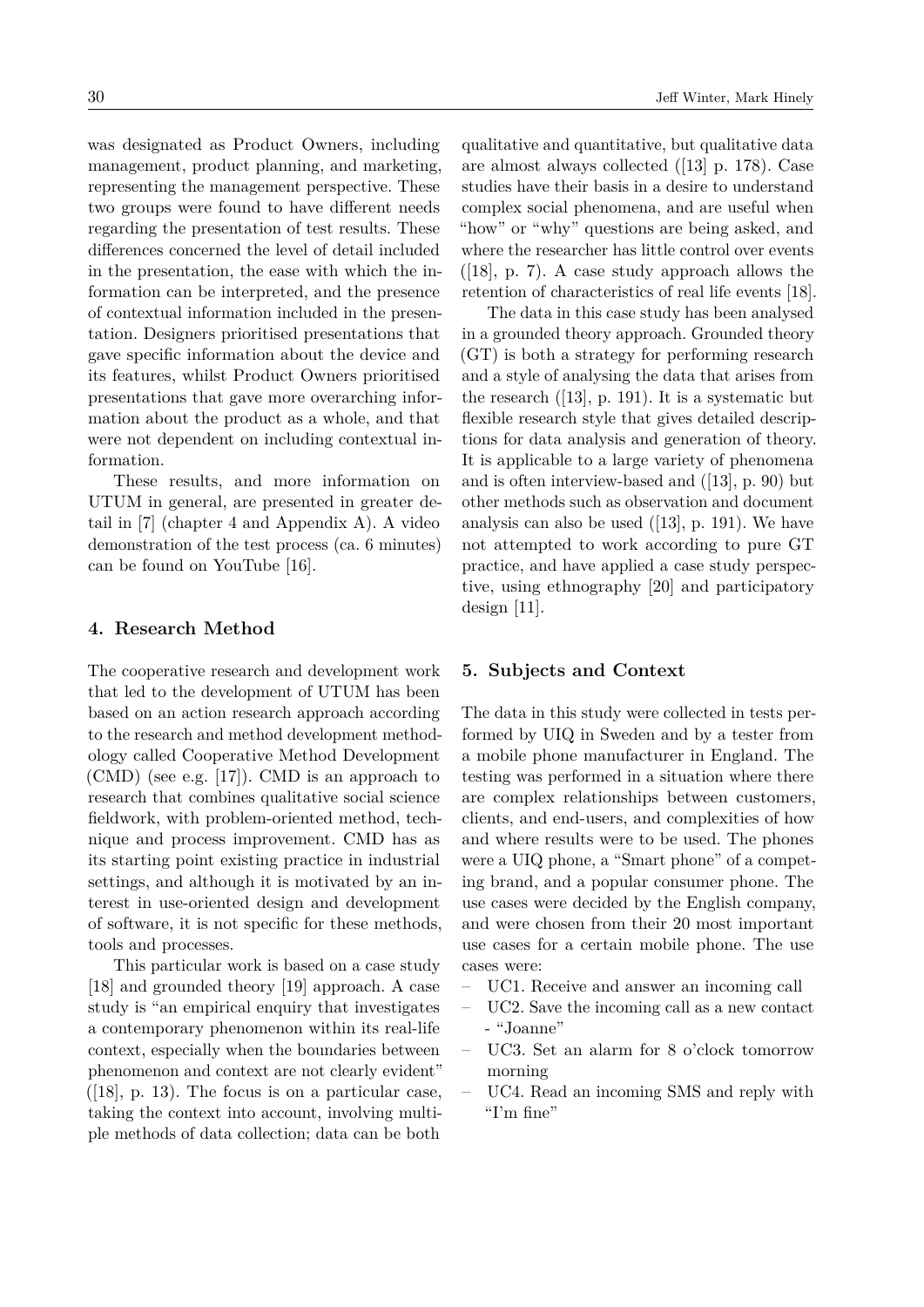was designated as Product Owners, including management, product planning, and marketing, representing the management perspective. These two groups were found to have different needs regarding the presentation of test results. These differences concerned the level of detail included in the presentation, the ease with which the information can be interpreted, and the presence of contextual information included in the presentation. Designers prioritised presentations that gave specific information about the device and its features, whilst Product Owners prioritised presentations that gave more overarching information about the product as a whole, and that were not dependent on including contextual information.

These results, and more information on UTUM in general, are presented in greater detail in [7] (chapter 4 and Appendix A). A video demonstration of the test process (ca. 6 minutes) can be found on YouTube [16].

## 4. Research Method

The cooperative research and development work that led to the development of UTUM has been based on an action research approach according to the research and method development methodology called Cooperative Method Development (CMD) (see e.g. [17]). CMD is an approach to research that combines qualitative social science fieldwork, with problem-oriented method, technique and process improvement. CMD has as its starting point existing practice in industrial settings, and although it is motivated by an interest in use-oriented design and development of software, it is not specific for these methods, tools and processes.

This particular work is based on a case study [18] and grounded theory [19] approach. A case study is "an empirical enquiry that investigates a contemporary phenomenon within its real-life context, especially when the boundaries between phenomenon and context are not clearly evident" ([18], p. 13). The focus is on a particular case, taking the context into account, involving multiple methods of data collection; data can be both qualitative and quantitative, but qualitative data are almost always collected ([13] p. 178). Case studies have their basis in a desire to understand complex social phenomena, and are useful when "how" or "why" questions are being asked, and where the researcher has little control over events ([18], p. 7). A case study approach allows the retention of characteristics of real life events [18].

The data in this case study has been analysed in a grounded theory approach. Grounded theory (GT) is both a strategy for performing research and a style of analysing the data that arises from the research ([13], p. 191). It is a systematic but flexible research style that gives detailed descriptions for data analysis and generation of theory. It is applicable to a large variety of phenomena and is often interview-based and ([13], p. 90) but other methods such as observation and document analysis can also be used ([13], p. 191). We have not attempted to work according to pure GT practice, and have applied a case study perspective, using ethnography [20] and participatory design [11].

## 5. Subjects and Context

The data in this study were collected in tests performed by UIQ in Sweden and by a tester from a mobile phone manufacturer in England. The testing was performed in a situation where there are complex relationships between customers, clients, and end-users, and complexities of how and where results were to be used. The phones were a UIQ phone, a "Smart phone" of a competing brand, and a popular consumer phone. The use cases were decided by the English company, and were chosen from their 20 most important use cases for a certain mobile phone. The use cases were:

- UC1. Receive and answer an incoming call
- UC2. Save the incoming call as a new contact - "Joanne"
- UC3. Set an alarm for 8 o'clock tomorrow morning
- UC4. Read an incoming SMS and reply with "I'm fine"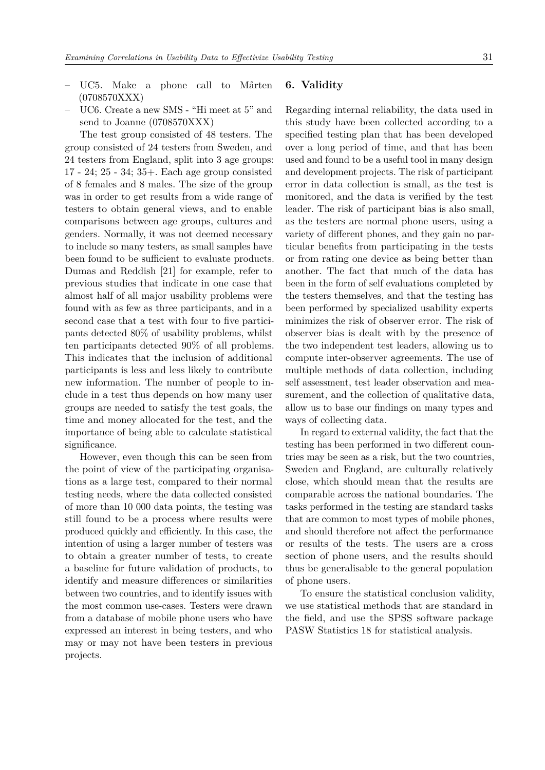- UC5. Make a phone call to Mårten (0708570XXX)
- UC6. Create a new SMS - "Hi meet at 5" and send to Joanne (0708570XXX)

The test group consisted of 48 testers. The group consisted of 24 testers from Sweden, and 24 testers from England, split into 3 age groups: 17 - 24; 25 - 34; 35+. Each age group consisted of 8 females and 8 males. The size of the group was in order to get results from a wide range of testers to obtain general views, and to enable comparisons between age groups, cultures and genders. Normally, it was not deemed necessary to include so many testers, as small samples have been found to be sufficient to evaluate products. Dumas and Reddish [21] for example, refer to previous studies that indicate in one case that almost half of all major usability problems were found with as few as three participants, and in a second case that a test with four to five participants detected 80% of usability problems, whilst ten participants detected 90% of all problems. This indicates that the inclusion of additional participants is less and less likely to contribute new information. The number of people to include in a test thus depends on how many user groups are needed to satisfy the test goals, the time and money allocated for the test, and the importance of being able to calculate statistical significance.

However, even though this can be seen from the point of view of the participating organisations as a large test, compared to their normal testing needs, where the data collected consisted of more than 10 000 data points, the testing was still found to be a process where results were produced quickly and efficiently. In this case, the intention of using a larger number of testers was to obtain a greater number of tests, to create a baseline for future validation of products, to identify and measure differences or similarities between two countries, and to identify issues with the most common use-cases. Testers were drawn from a database of mobile phone users who have expressed an interest in being testers, and who may or may not have been testers in previous projects.

## 6. Validity

Regarding internal reliability, the data used in this study have been collected according to a specified testing plan that has been developed over a long period of time, and that has been used and found to be a useful tool in many design and development projects. The risk of participant error in data collection is small, as the test is monitored, and the data is verified by the test leader. The risk of participant bias is also small, as the testers are normal phone users, using a variety of different phones, and they gain no particular benefits from participating in the tests or from rating one device as being better than another. The fact that much of the data has been in the form of self evaluations completed by the testers themselves, and that the testing has been performed by specialized usability experts minimizes the risk of observer error. The risk of observer bias is dealt with by the presence of the two independent test leaders, allowing us to compute inter-observer agreements. The use of multiple methods of data collection, including self assessment, test leader observation and measurement, and the collection of qualitative data, allow us to base our findings on many types and ways of collecting data.

In regard to external validity, the fact that the testing has been performed in two different countries may be seen as a risk, but the two countries, Sweden and England, are culturally relatively close, which should mean that the results are comparable across the national boundaries. The tasks performed in the testing are standard tasks that are common to most types of mobile phones, and should therefore not affect the performance or results of the tests. The users are a cross section of phone users, and the results should thus be generalisable to the general population of phone users.

To ensure the statistical conclusion validity, we use statistical methods that are standard in the field, and use the SPSS software package PASW Statistics 18 for statistical analysis.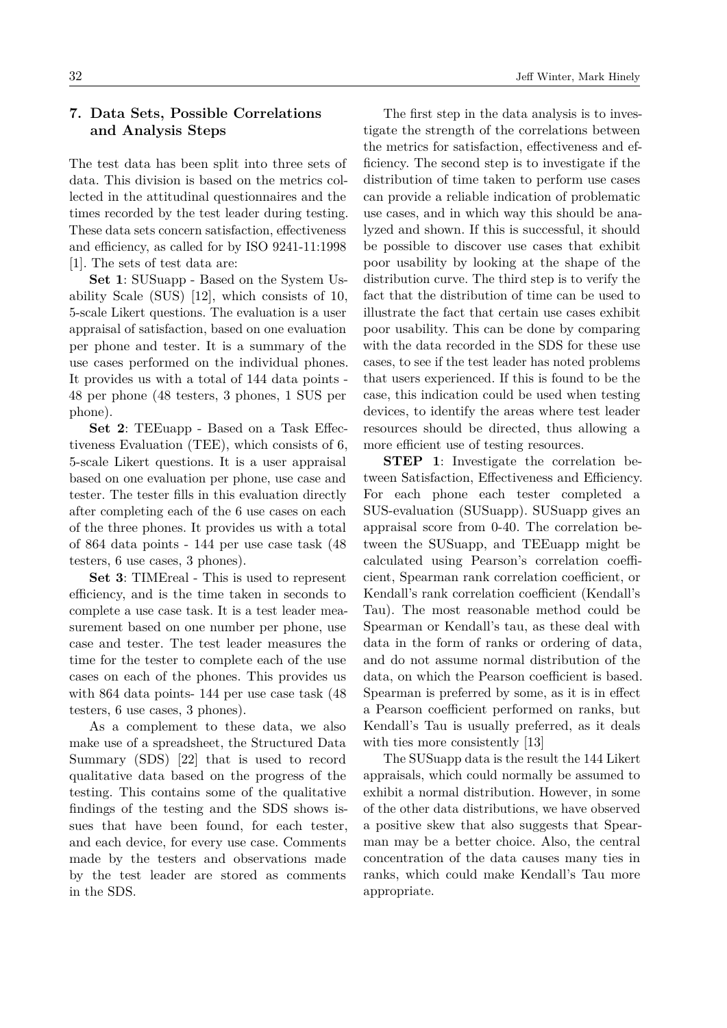## 7. Data Sets, Possible Correlations and Analysis Steps

The test data has been split into three sets of data. This division is based on the metrics collected in the attitudinal questionnaires and the times recorded by the test leader during testing. These data sets concern satisfaction, effectiveness and efficiency, as called for by ISO 9241-11:1998 [1]. The sets of test data are:

**Set 1**: SUSuapp - Based on the System Usability Scale (SUS) [12], which consists of 10, 5-scale Likert questions. The evaluation is a user appraisal of satisfaction, based on one evaluation per phone and tester. It is a summary of the use cases performed on the individual phones. It provides us with a total of 144 data points - 48 per phone (48 testers, 3 phones, 1 SUS per phone).

**Set 2**: TEEuapp - Based on a Task Effectiveness Evaluation (TEE), which consists of 6, 5-scale Likert questions. It is a user appraisal based on one evaluation per phone, use case and tester. The tester fills in this evaluation directly after completing each of the 6 use cases on each of the three phones. It provides us with a total of 864 data points - 144 per use case task (48 testers, 6 use cases, 3 phones).

**Set 3**: TIMEreal - This is used to represent efficiency, and is the time taken in seconds to complete a use case task. It is a test leader measurement based on one number per phone, use case and tester. The test leader measures the time for the tester to complete each of the use cases on each of the phones. This provides us with 864 data points- 144 per use case task (48 testers, 6 use cases, 3 phones).

As a complement to these data, we also make use of a spreadsheet, the Structured Data Summary (SDS) [22] that is used to record qualitative data based on the progress of the testing. This contains some of the qualitative findings of the testing and the SDS shows issues that have been found, for each tester, and each device, for every use case. Comments made by the testers and observations made by the test leader are stored as comments in the SDS.

The first step in the data analysis is to investigate the strength of the correlations between the metrics for satisfaction, effectiveness and efficiency. The second step is to investigate if the distribution of time taken to perform use cases can provide a reliable indication of problematic use cases, and in which way this should be analyzed and shown. If this is successful, it should be possible to discover use cases that exhibit poor usability by looking at the shape of the distribution curve. The third step is to verify the fact that the distribution of time can be used to illustrate the fact that certain use cases exhibit poor usability. This can be done by comparing with the data recorded in the SDS for these use cases, to see if the test leader has noted problems that users experienced. If this is found to be the case, this indication could be used when testing devices, to identify the areas where test leader resources should be directed, thus allowing a more efficient use of testing resources.

**STEP 1**: Investigate the correlation between Satisfaction, Effectiveness and Efficiency. For each phone each tester completed a SUS-evaluation (SUSuapp). SUSuapp gives an appraisal score from 0-40. The correlation between the SUSuapp, and TEEuapp might be calculated using Pearson's correlation coefficient, Spearman rank correlation coefficient, or Kendall's rank correlation coefficient (Kendall's Tau). The most reasonable method could be Spearman or Kendall's tau, as these deal with data in the form of ranks or ordering of data, and do not assume normal distribution of the data, on which the Pearson coefficient is based. Spearman is preferred by some, as it is in effect a Pearson coefficient performed on ranks, but Kendall's Tau is usually preferred, as it deals with ties more consistently [13]

The SUSuapp data is the result the 144 Likert appraisals, which could normally be assumed to exhibit a normal distribution. However, in some of the other data distributions, we have observed a positive skew that also suggests that Spearman may be a better choice. Also, the central concentration of the data causes many ties in ranks, which could make Kendall's Tau more appropriate.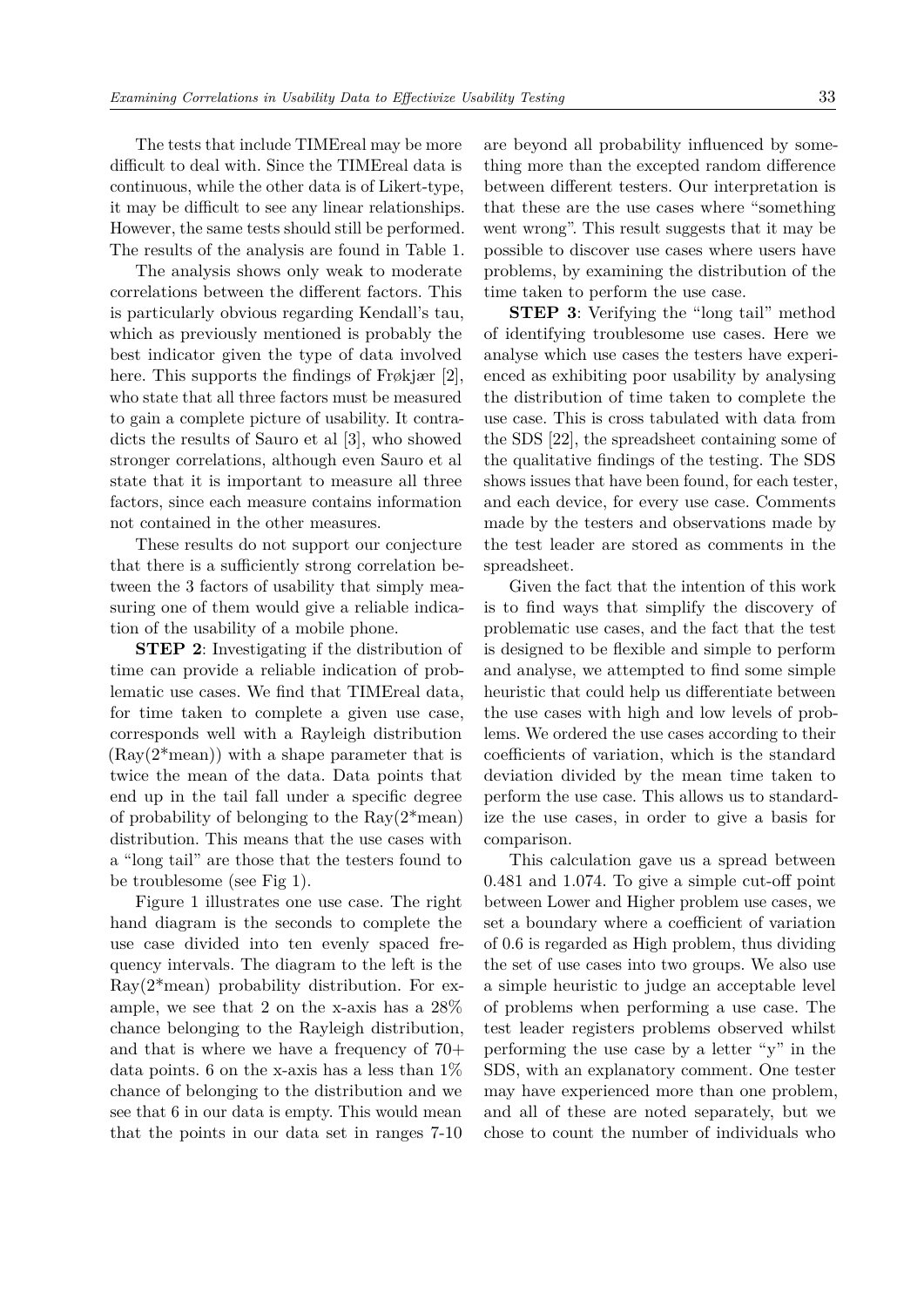The tests that include TIMEreal may be more difficult to deal with. Since the TIMEreal data is continuous, while the other data is of Likert-type, it may be difficult to see any linear relationships. However, the same tests should still be performed. The results of the analysis are found in Table 1.

The analysis shows only weak to moderate correlations between the different factors. This is particularly obvious regarding Kendall's tau, which as previously mentioned is probably the best indicator given the type of data involved here. This supports the findings of Frøkjær [2], who state that all three factors must be measured to gain a complete picture of usability. It contradicts the results of Sauro et al [3], who showed stronger correlations, although even Sauro et al state that it is important to measure all three factors, since each measure contains information not contained in the other measures.

These results do not support our conjecture that there is a sufficiently strong correlation between the 3 factors of usability that simply measuring one of them would give a reliable indication of the usability of a mobile phone.

**STEP 2**: Investigating if the distribution of time can provide a reliable indication of problematic use cases. We find that TIMEreal data, for time taken to complete a given use case, corresponds well with a Rayleigh distribution (Ray(2*mean)) with a shape parameter that is twice the mean of the data. Data points that end up in the tail fall under a specific degree of probability of belonging to the Ray(2*mean) distribution. This means that the use cases with a "long tail" are those that the testers found to be troublesome (see Fig 1).

Figure 1 illustrates one use case. The right hand diagram is the seconds to complete the use case divided into ten evenly spaced frequency intervals. The diagram to the left is the Ray(2*mean) probability distribution. For example, we see that 2 on the x-axis has a 28% chance belonging to the Rayleigh distribution, and that is where we have a frequency of 70+ data points. 6 on the x-axis has a less than 1% chance of belonging to the distribution and we see that 6 in our data is empty. This would mean that the points in our data set in ranges 7-10 are beyond all probability influenced by something more than the excepted random difference between different testers. Our interpretation is that these are the use cases where "something went wrong". This result suggests that it may be possible to discover use cases where users have problems, by examining the distribution of the time taken to perform the use case.

**STEP 3**: Verifying the "long tail" method of identifying troublesome use cases. Here we analyse which use cases the testers have experienced as exhibiting poor usability by analysing the distribution of time taken to complete the use case. This is cross tabulated with data from the SDS [22], the spreadsheet containing some of the qualitative findings of the testing. The SDS shows issues that have been found, for each tester, and each device, for every use case. Comments made by the testers and observations made by the test leader are stored as comments in the spreadsheet.

Given the fact that the intention of this work is to find ways that simplify the discovery of problematic use cases, and the fact that the test is designed to be flexible and simple to perform and analyse, we attempted to find some simple heuristic that could help us differentiate between the use cases with high and low levels of problems. We ordered the use cases according to their coefficients of variation, which is the standard deviation divided by the mean time taken to perform the use case. This allows us to standardize the use cases, in order to give a basis for comparison.

This calculation gave us a spread between 0.481 and 1.074. To give a simple cut-off point between Lower and Higher problem use cases, we set a boundary where a coefficient of variation of 0.6 is regarded as High problem, thus dividing the set of use cases into two groups. We also use a simple heuristic to judge an acceptable level of problems when performing a use case. The test leader registers problems observed whilst performing the use case by a letter "y" in the SDS, with an explanatory comment. One tester may have experienced more than one problem, and all of these are noted separately, but we chose to count the number of individuals who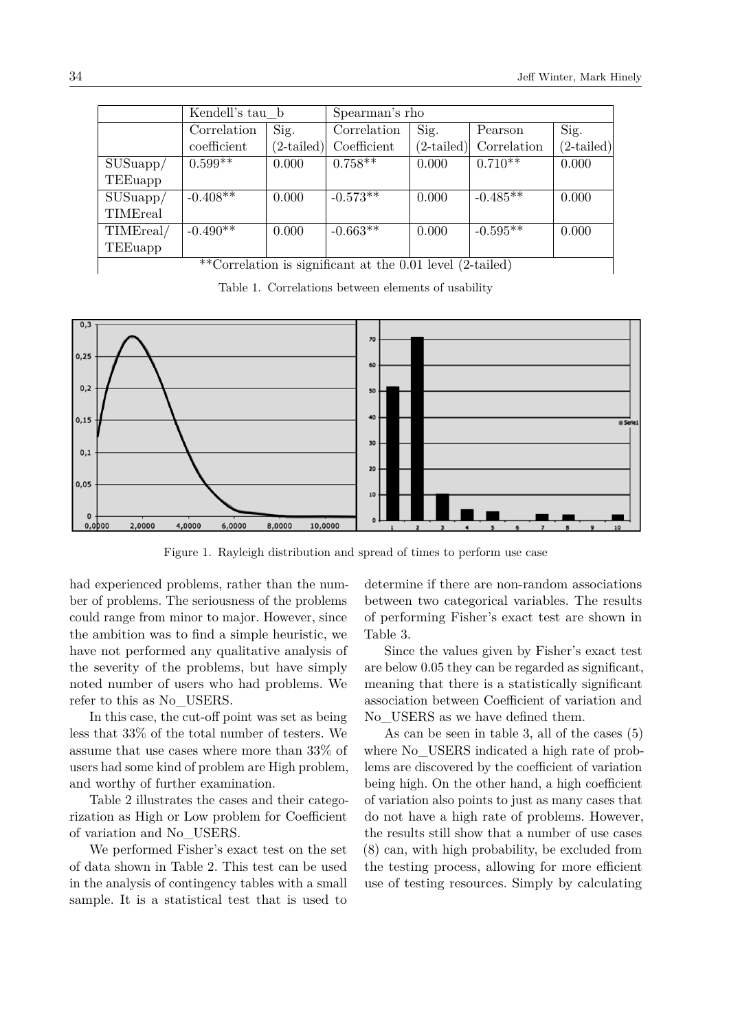|  | Kendell's tau_b |  | Spearman's rho |  |  |  |
|---|---|---|---|---|---|---|
|  | Correlation coefficient | Sig. (2-tailed) | Correlation Coefficient | Sig. (2-tailed) | Pearson Correlation | Sig. (2-tailed) |
| SUSuapp/ TEEuapp | 0.599** | 0.000 | 0.758** | 0.000 | 0.710** | 0.000 |
| SUSuapp/ TIMEreal | -0.408** | 0.000 | -0.573** | 0.000 | -0.485** | 0.000 |
| TIMEreal/ TEEuapp | -0.490** | 0.000 | -0.663** | 0.000 | -0.595** | 0.000 |
| **Correlation is significant at the 0.01 level (2-tailed) |  |  |  |  |  |  |

Table 1. Correlations between elements of usability

Figure 1. Rayleigh distribution and spread of times to perform use case

had experienced problems, rather than the number of problems. The seriousness of the problems could range from minor to major. However, since the ambition was to find a simple heuristic, we have not performed any qualitative analysis of the severity of the problems, but have simply noted number of users who had problems. We refer to this as No_USERS.

In this case, the cut-off point was set as being less that 33% of the total number of testers. We assume that use cases where more than 33% of users had some kind of problem are High problem, and worthy of further examination.

Table 2 illustrates the cases and their categorization as High or Low problem for Coefficient of variation and No_USERS.

We performed Fisher's exact test on the set of data shown in Table 2. This test can be used in the analysis of contingency tables with a small sample. It is a statistical test that is used to determine if there are non-random associations between two categorical variables. The results of performing Fisher's exact test are shown in Table 3.

Since the values given by Fisher's exact test are below 0.05 they can be regarded as significant, meaning that there is a statistically significant association between Coefficient of variation and No_USERS as we have defined them.

As can be seen in table 3, all of the cases (5) where No_USERS indicated a high rate of problems are discovered by the coefficient of variation being high. On the other hand, a high coefficient of variation also points to just as many cases that do not have a high rate of problems. However, the results still show that a number of use cases (8) can, with high probability, be excluded from the testing process, allowing for more efficient use of testing resources. Simply by calculating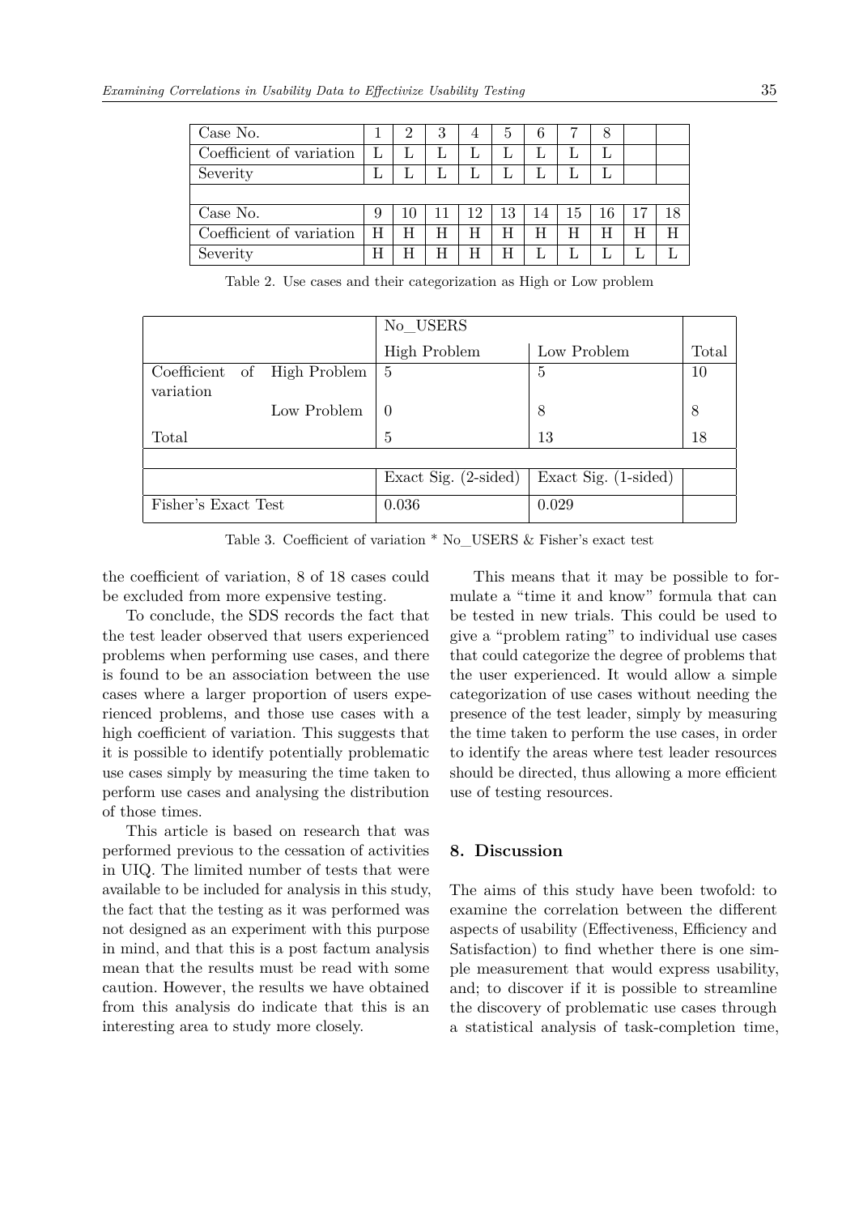| Case No. | 1 | 2 | 3 | 4 | 5 | 6 | 7 | 8 | | |
|---|---|---|---|---|---|---|---|---|---|---|
| Coefficient of variation | L | L | L | L | L | L | L | L | | |
| Severity | L | L | L | L | L | L | L | L | | |
| | | | | | | | | | | |
| Case No. | 9 | 10 | 11 | 12 | 13 | 14 | 15 | 16 | 17 | 18 |
| Coefficient of variation | H | H | H | H | H | H | H | H | H | H |
| Severity | H | H | H | H | H | L | L | L | L | L |

Table 2. Use cases and their categorization as High or Low problem

| | | No_USERS | | |
|---|---|---|---|---|
| | | High Problem | Low Problem | Total |
| Coefficient of variation | High Problem | 5 | 5 | 10 |
| | Low Problem | 0 | 8 | 8 |
| Total | | 5 | 13 | 18 |
| | | | | |
| | | Exact Sig. (2-sided) | Exact Sig. (1-sided) | |
| Fisher's Exact Test | | 0.036 | 0.029 | |

Table 3. Coefficient of variation * No_USERS & Fisher's exact test

the coefficient of variation, 8 of 18 cases could be excluded from more expensive testing.

To conclude, the SDS records the fact that the test leader observed that users experienced problems when performing use cases, and there is found to be an association between the use cases where a larger proportion of users experienced problems, and those use cases with a high coefficient of variation. This suggests that it is possible to identify potentially problematic use cases simply by measuring the time taken to perform use cases and analysing the distribution of those times.

This article is based on research that was performed previous to the cessation of activities in UIQ. The limited number of tests that were available to be included for analysis in this study, the fact that the testing as it was performed was not designed as an experiment with this purpose in mind, and that this is a post factum analysis mean that the results must be read with some caution. However, the results we have obtained from this analysis do indicate that this is an interesting area to study more closely.

This means that it may be possible to formulate a "time it and know" formula that can be tested in new trials. This could be used to give a "problem rating" to individual use cases that could categorize the degree of problems that the user experienced. It would allow a simple categorization of use cases without needing the presence of the test leader, simply by measuring the time taken to perform the use cases, in order to identify the areas where test leader resources should be directed, thus allowing a more efficient use of testing resources.

## 8. Discussion

The aims of this study have been twofold: to examine the correlation between the different aspects of usability (Effectiveness, Efficiency and Satisfaction) to find whether there is one simple measurement that would express usability, and; to discover if it is possible to streamline the discovery of problematic use cases through a statistical analysis of task-completion time,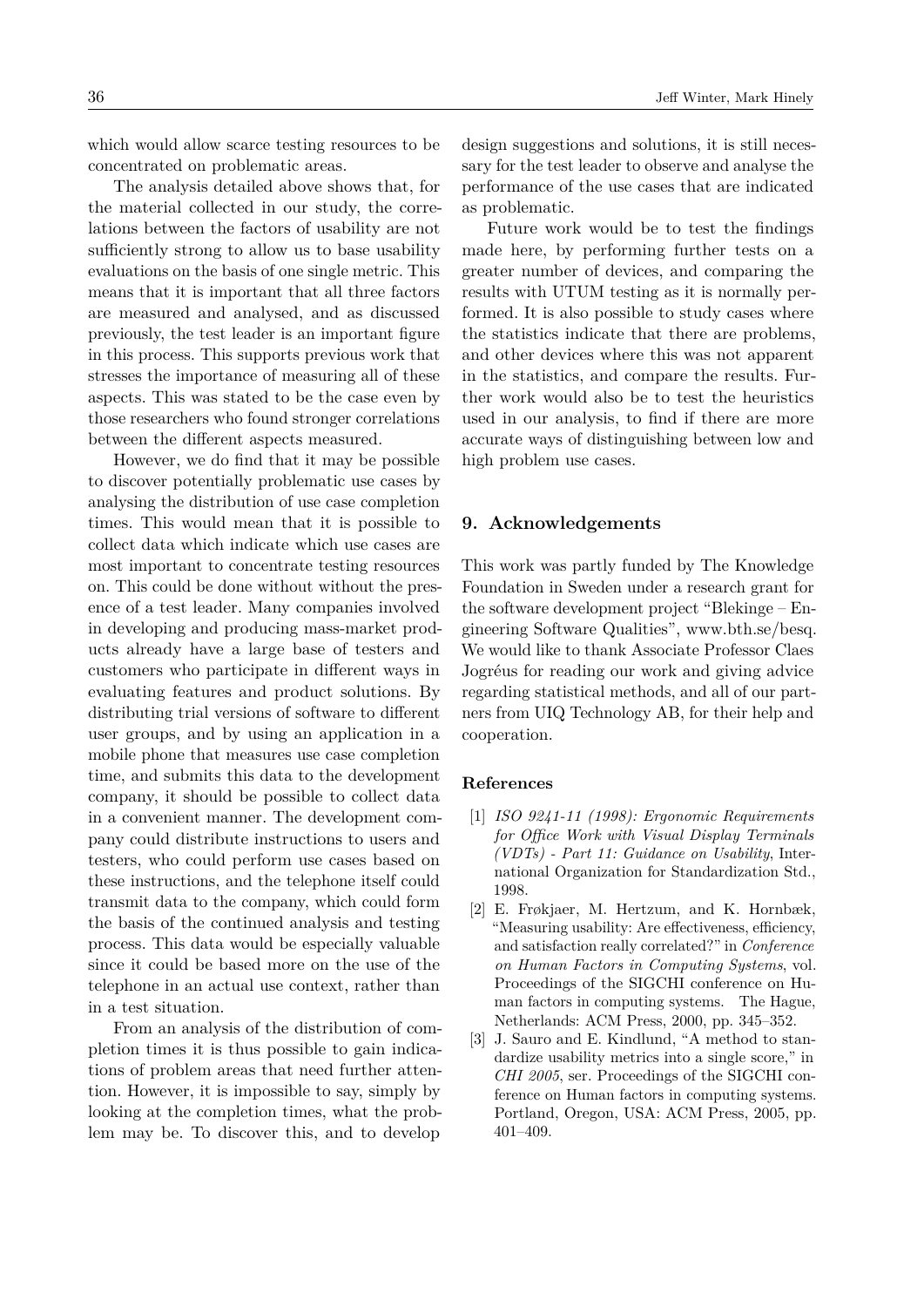which would allow scarce testing resources to be concentrated on problematic areas.

The analysis detailed above shows that, for the material collected in our study, the correlations between the factors of usability are not sufficiently strong to allow us to base usability evaluations on the basis of one single metric. This means that it is important that all three factors are measured and analysed, and as discussed previously, the test leader is an important figure in this process. This supports previous work that stresses the importance of measuring all of these aspects. This was stated to be the case even by those researchers who found stronger correlations between the different aspects measured.

However, we do find that it may be possible to discover potentially problematic use cases by analysing the distribution of use case completion times. This would mean that it is possible to collect data which indicate which use cases are most important to concentrate testing resources on. This could be done without without the presence of a test leader. Many companies involved in developing and producing mass-market products already have a large base of testers and customers who participate in different ways in evaluating features and product solutions. By distributing trial versions of software to different user groups, and by using an application in a mobile phone that measures use case completion time, and submits this data to the development company, it should be possible to collect data in a convenient manner. The development company could distribute instructions to users and testers, who could perform use cases based on these instructions, and the telephone itself could transmit data to the company, which could form the basis of the continued analysis and testing process. This data would be especially valuable since it could be based more on the use of the telephone in an actual use context, rather than in a test situation.

From an analysis of the distribution of completion times it is thus possible to gain indications of problem areas that need further attention. However, it is impossible to say, simply by looking at the completion times, what the problem may be. To discover this, and to develop design suggestions and solutions, it is still necessary for the test leader to observe and analyse the performance of the use cases that are indicated as problematic.

Future work would be to test the findings made here, by performing further tests on a greater number of devices, and comparing the results with UTUM testing as it is normally performed. It is also possible to study cases where the statistics indicate that there are problems, and other devices where this was not apparent in the statistics, and compare the results. Further work would also be to test the heuristics used in our analysis, to find if there are more accurate ways of distinguishing between low and high problem use cases.

## 9. Acknowledgements

This work was partly funded by The Knowledge Foundation in Sweden under a research grant for the software development project "Blekinge – Engineering Software Qualities", www.bth.se/besq. We would like to thank Associate Professor Claes Jogréus for reading our work and giving advice regarding statistical methods, and all of our partners from UIQ Technology AB, for their help and cooperation.

### References

[1] *ISO 9241-11 (1998): Ergonomic Requirements for Office Work with Visual Display Terminals (VDTs) - Part 11: Guidance on Usability*, International Organization for Standardization Std., 1998.

[2] E. Frøkjaer, M. Hertzum, and K. Hornbæk, "Measuring usability: Are effectiveness, efficiency, and satisfaction really correlated?" in *Conference on Human Factors in Computing Systems*, vol. Proceedings of the SIGCHI conference on Human factors in computing systems. The Hague, Netherlands: ACM Press, 2000, pp. 345–352.

[3] J. Sauro and E. Kindlund, "A method to standardize usability metrics into a single score," in *CHI 2005*, ser. Proceedings of the SIGCHI conference on Human factors in computing systems. Portland, Oregon, USA: ACM Press, 2005, pp. 401–409.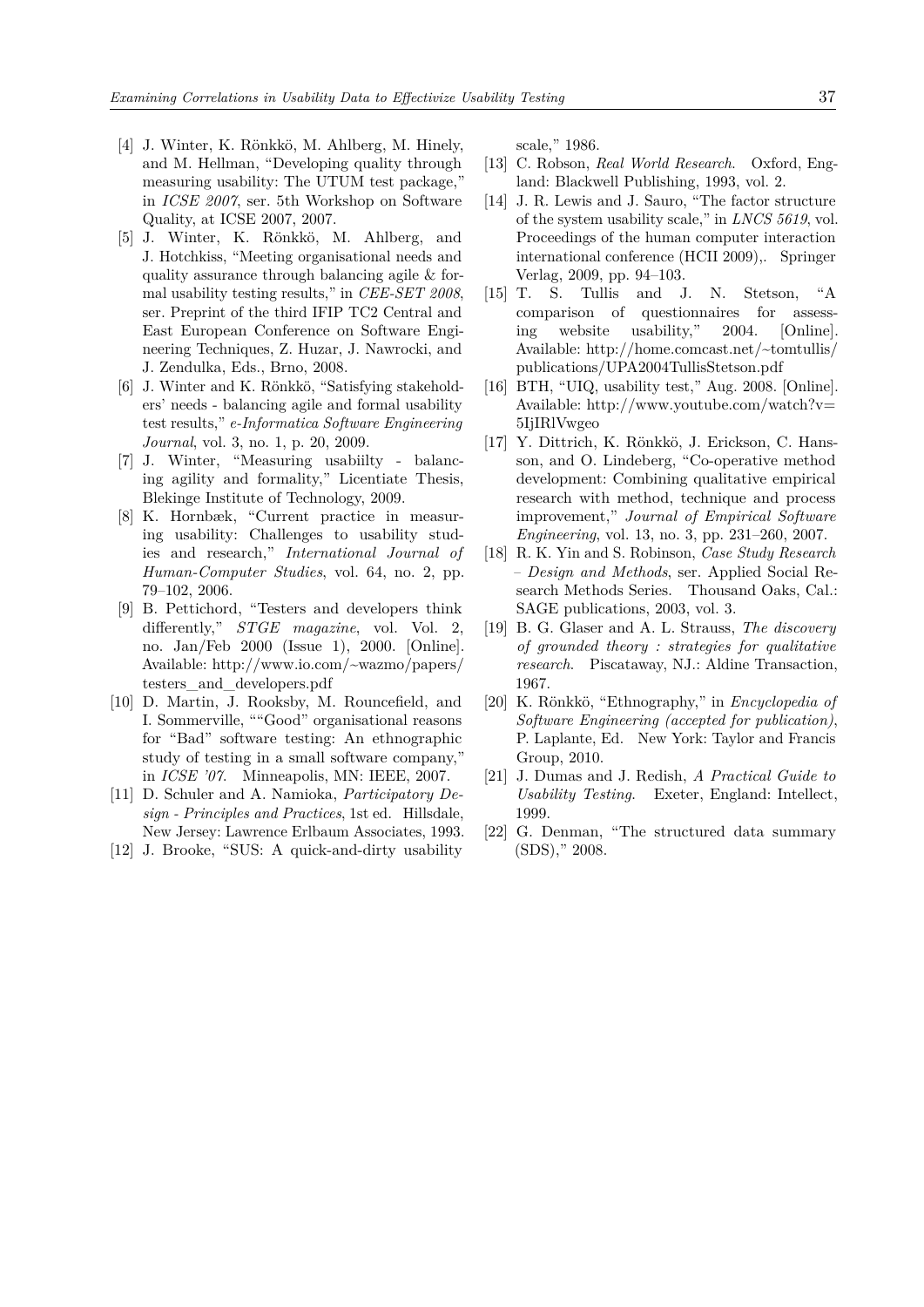[4] J. Winter, K. Rönkkö, M. Ahlberg, M. Hinely, and M. Hellman, "Developing quality through measuring usability: The UTUM test package," in *ICSE 2007*, ser. 5th Workshop on Software Quality, at ICSE 2007, 2007.

[5] J. Winter, K. Rönkkö, M. Ahlberg, and J. Hotchkiss, "Meeting organisational needs and quality assurance through balancing agile & formal usability testing results," in *CEE-SET 2008*, ser. Preprint of the third IFIP TC2 Central and East European Conference on Software Engineering Techniques, Z. Huzar, J. Nawrocki, and J. Zendulka, Eds., Brno, 2008.

[6] J. Winter and K. Rönkkö, "Satisfying stakeholders' needs - balancing agile and formal usability test results," *e-Informatica Software Engineering Journal*, vol. 3, no. 1, p. 20, 2009.

[7] J. Winter, "Measuring usabiilty - balancing agility and formality," Licentiate Thesis, Blekinge Institute of Technology, 2009.

[8] K. Hornbæk, "Current practice in measuring usability: Challenges to usability studies and research," *International Journal of Human-Computer Studies*, vol. 64, no. 2, pp. 79–102, 2006.

[9] B. Pettichord, "Testers and developers think differently," *STGE magazine*, vol. Vol. 2, no. Jan/Feb 2000 (Issue 1), 2000. [Online]. Available: http://www.io.com/~wazmo/papers/testers_and_developers.pdf

[10] D. Martin, J. Rooksby, M. Rouncefield, and I. Sommerville, ""Good" organisational reasons for "Bad" software testing: An ethnographic study of testing in a small software company," in *ICSE '07*. Minneapolis, MN: IEEE, 2007.

[11] D. Schuler and A. Namioka, *Participatory Design - Principles and Practices*, 1st ed. Hillsdale, New Jersey: Lawrence Erlbaum Associates, 1993.

[12] J. Brooke, "SUS: A quick-and-dirty usability scale," 1986.

[13] C. Robson, *Real World Research*. Oxford, England: Blackwell Publishing, 1993, vol. 2.

[14] J. R. Lewis and J. Sauro, "The factor structure of the system usability scale," in *LNCS 5619*, vol. Proceedings of the human computer interaction international conference (HCII 2009),. Springer Verlag, 2009, pp. 94–103.

[15] T. S. Tullis and J. N. Stetson, "A comparison of questionnaires for assessing website usability," 2004. [Online]. Available: http://home.comcast.net/~tomtullis/publications/UPA2004TullisStetson.pdf

[16] BTH, "UIQ, usability test," Aug. 2008. [Online]. Available: http://www.youtube.com/watch?v=5IjIRlVwgeo

[17] Y. Dittrich, K. Rönkkö, J. Erickson, C. Hansson, and O. Lindeberg, "Co-operative method development: Combining qualitative empirical research with method, technique and process improvement," *Journal of Empirical Software Engineering*, vol. 13, no. 3, pp. 231–260, 2007.

[18] R. K. Yin and S. Robinson, *Case Study Research – Design and Methods*, ser. Applied Social Research Methods Series. Thousand Oaks, Cal.: SAGE publications, 2003, vol. 3.

[19] B. G. Glaser and A. L. Strauss, *The discovery of grounded theory : strategies for qualitative research*. Piscataway, NJ.: Aldine Transaction, 1967.

[20] K. Rönkkö, "Ethnography," in *Encyclopedia of Software Engineering (accepted for publication)*, P. Laplante, Ed. New York: Taylor and Francis Group, 2010.

[21] J. Dumas and J. Redish, *A Practical Guide to Usability Testing*. Exeter, England: Intellect, 1999.

[22] G. Denman, "The structured data summary (SDS)," 2008.